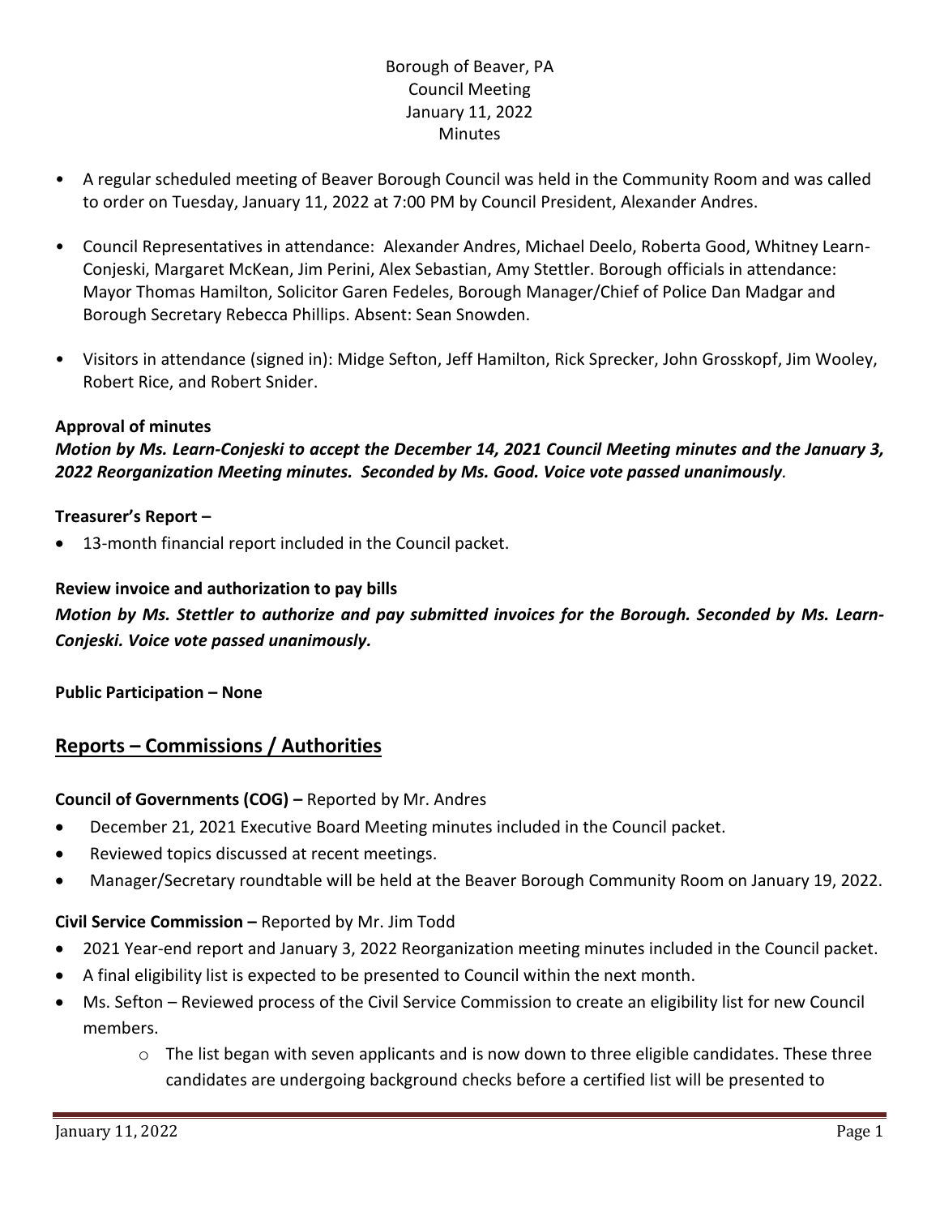Borough of Beaver, PA
Council Meeting
January 11, 2022
Minutes

- A regular scheduled meeting of Beaver Borough Council was held in the Community Room and was called to order on Tuesday, January 11, 2022 at 7:00 PM by Council President, Alexander Andres.

- Council Representatives in attendance: Alexander Andres, Michael Deelo, Roberta Good, Whitney Learn-Conjeski, Margaret McKean, Jim Perini, Alex Sebastian, Amy Stettler. Borough officials in attendance: Mayor Thomas Hamilton, Solicitor Garen Fedeles, Borough Manager/Chief of Police Dan Madgar and Borough Secretary Rebecca Phillips. Absent: Sean Snowden.

- Visitors in attendance (signed in): Midge Sefton, Jeff Hamilton, Rick Sprecker, John Grosskopf, Jim Wooley, Robert Rice, and Robert Snider.

**Approval of minutes**

***Motion by Ms. Learn-Conjeski to accept the December 14, 2021 Council Meeting minutes and the January 3, 2022 Reorganization Meeting minutes. Seconded by Ms. Good. Voice vote passed unanimously.***

**Treasurer's Report –**

- 13-month financial report included in the Council packet.

**Review invoice and authorization to pay bills**

***Motion by Ms. Stettler to authorize and pay submitted invoices for the Borough. Seconded by Ms. Learn-Conjeski. Voice vote passed unanimously.***

**Public Participation – None**

## Reports – Commissions / Authorities

**Council of Governments (COG) –** Reported by Mr. Andres

- December 21, 2021 Executive Board Meeting minutes included in the Council packet.
- Reviewed topics discussed at recent meetings.
- Manager/Secretary roundtable will be held at the Beaver Borough Community Room on January 19, 2022.

**Civil Service Commission –** Reported by Mr. Jim Todd

- 2021 Year-end report and January 3, 2022 Reorganization meeting minutes included in the Council packet.
- A final eligibility list is expected to be presented to Council within the next month.
- Ms. Sefton – Reviewed process of the Civil Service Commission to create an eligibility list for new Council members.
    - The list began with seven applicants and is now down to three eligible candidates. These three candidates are undergoing background checks before a certified list will be presented to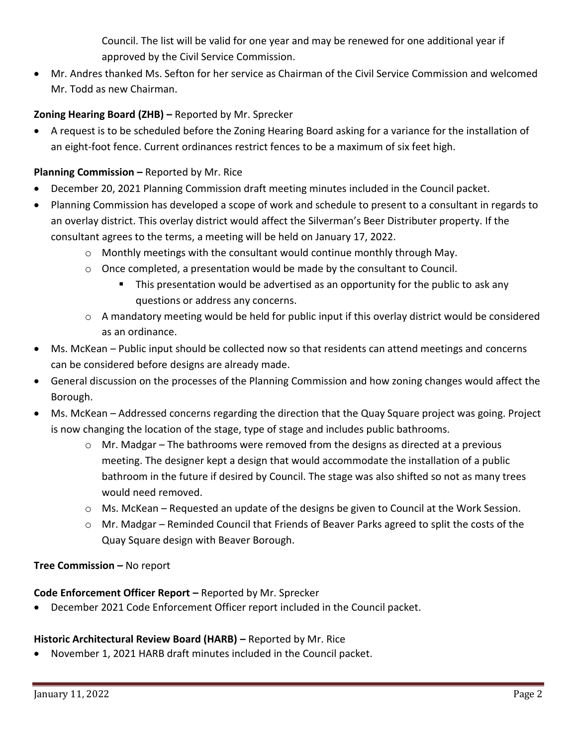Council. The list will be valid for one year and may be renewed for one additional year if approved by the Civil Service Commission.

- Mr. Andres thanked Ms. Sefton for her service as Chairman of the Civil Service Commission and welcomed Mr. Todd as new Chairman.

**Zoning Hearing Board (ZHB) –** Reported by Mr. Sprecker

- A request is to be scheduled before the Zoning Hearing Board asking for a variance for the installation of an eight-foot fence. Current ordinances restrict fences to be a maximum of six feet high.

**Planning Commission –** Reported by Mr. Rice

- December 20, 2021 Planning Commission draft meeting minutes included in the Council packet.
- Planning Commission has developed a scope of work and schedule to present to a consultant in regards to an overlay district. This overlay district would affect the Silverman's Beer Distributer property. If the consultant agrees to the terms, a meeting will be held on January 17, 2022.
    - Monthly meetings with the consultant would continue monthly through May.
    - Once completed, a presentation would be made by the consultant to Council.
        - This presentation would be advertised as an opportunity for the public to ask any questions or address any concerns.
    - A mandatory meeting would be held for public input if this overlay district would be considered as an ordinance.
- Ms. McKean – Public input should be collected now so that residents can attend meetings and concerns can be considered before designs are already made.
- General discussion on the processes of the Planning Commission and how zoning changes would affect the Borough.
- Ms. McKean – Addressed concerns regarding the direction that the Quay Square project was going. Project is now changing the location of the stage, type of stage and includes public bathrooms.
    - Mr. Madgar – The bathrooms were removed from the designs as directed at a previous meeting. The designer kept a design that would accommodate the installation of a public bathroom in the future if desired by Council. The stage was also shifted so not as many trees would need removed.
    - Ms. McKean – Requested an update of the designs be given to Council at the Work Session.
    - Mr. Madgar – Reminded Council that Friends of Beaver Parks agreed to split the costs of the Quay Square design with Beaver Borough.

**Tree Commission –** No report

**Code Enforcement Officer Report –** Reported by Mr. Sprecker

- December 2021 Code Enforcement Officer report included in the Council packet.

**Historic Architectural Review Board (HARB) –** Reported by Mr. Rice

- November 1, 2021 HARB draft minutes included in the Council packet.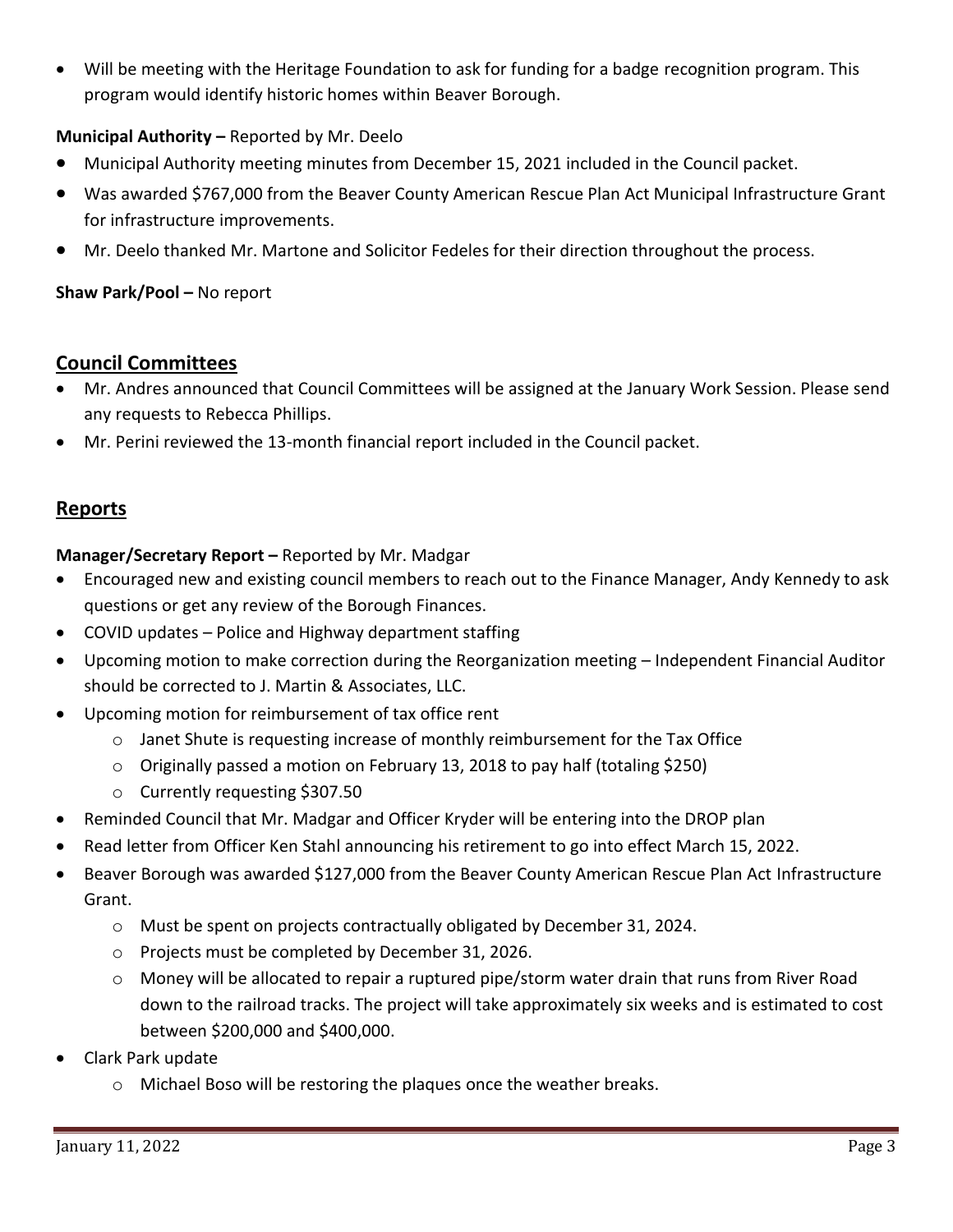- Will be meeting with the Heritage Foundation to ask for funding for a badge recognition program. This program would identify historic homes within Beaver Borough.

**Municipal Authority –** Reported by Mr. Deelo

- Municipal Authority meeting minutes from December 15, 2021 included in the Council packet.
- Was awarded $767,000 from the Beaver County American Rescue Plan Act Municipal Infrastructure Grant for infrastructure improvements.
- Mr. Deelo thanked Mr. Martone and Solicitor Fedeles for their direction throughout the process.

**Shaw Park/Pool –** No report

## Council Committees

- Mr. Andres announced that Council Committees will be assigned at the January Work Session. Please send any requests to Rebecca Phillips.
- Mr. Perini reviewed the 13-month financial report included in the Council packet.

## Reports

**Manager/Secretary Report –** Reported by Mr. Madgar

- Encouraged new and existing council members to reach out to the Finance Manager, Andy Kennedy to ask questions or get any review of the Borough Finances.
- COVID updates – Police and Highway department staffing
- Upcoming motion to make correction during the Reorganization meeting – Independent Financial Auditor should be corrected to J. Martin & Associates, LLC.
- Upcoming motion for reimbursement of tax office rent
    - Janet Shute is requesting increase of monthly reimbursement for the Tax Office
    - Originally passed a motion on February 13, 2018 to pay half (totaling $250)
    - Currently requesting $307.50
- Reminded Council that Mr. Madgar and Officer Kryder will be entering into the DROP plan
- Read letter from Officer Ken Stahl announcing his retirement to go into effect March 15, 2022.
- Beaver Borough was awarded $127,000 from the Beaver County American Rescue Plan Act Infrastructure Grant.
    - Must be spent on projects contractually obligated by December 31, 2024.
    - Projects must be completed by December 31, 2026.
    - Money will be allocated to repair a ruptured pipe/storm water drain that runs from River Road down to the railroad tracks. The project will take approximately six weeks and is estimated to cost between $200,000 and $400,000.
- Clark Park update
    - Michael Boso will be restoring the plaques once the weather breaks.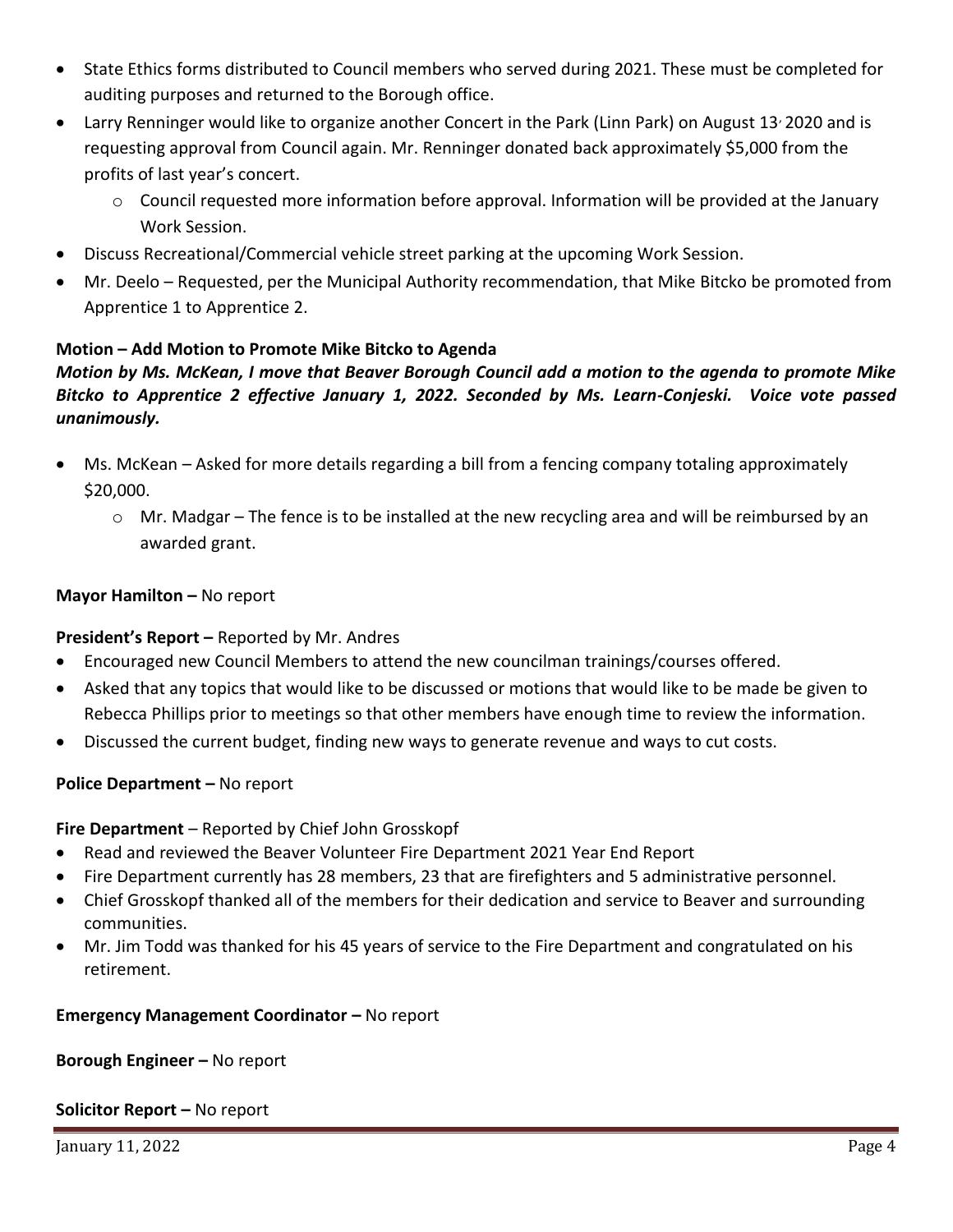- State Ethics forms distributed to Council members who served during 2021. These must be completed for auditing purposes and returned to the Borough office.
- Larry Renninger would like to organize another Concert in the Park (Linn Park) on August 13, 2020 and is requesting approval from Council again. Mr. Renninger donated back approximately $5,000 from the profits of last year's concert.
  - Council requested more information before approval. Information will be provided at the January Work Session.
- Discuss Recreational/Commercial vehicle street parking at the upcoming Work Session.
- Mr. Deelo – Requested, per the Municipal Authority recommendation, that Mike Bitcko be promoted from Apprentice 1 to Apprentice 2.

**Motion – Add Motion to Promote Mike Bitcko to Agenda**

***Motion by Ms. McKean, I move that Beaver Borough Council add a motion to the agenda to promote Mike Bitcko to Apprentice 2 effective January 1, 2022. Seconded by Ms. Learn-Conjeski. Voice vote passed unanimously.***

- Ms. McKean – Asked for more details regarding a bill from a fencing company totaling approximately $20,000.
  - Mr. Madgar – The fence is to be installed at the new recycling area and will be reimbursed by an awarded grant.

**Mayor Hamilton –** No report

**President's Report –** Reported by Mr. Andres

- Encouraged new Council Members to attend the new councilman trainings/courses offered.
- Asked that any topics that would like to be discussed or motions that would like to be made be given to Rebecca Phillips prior to meetings so that other members have enough time to review the information.
- Discussed the current budget, finding new ways to generate revenue and ways to cut costs.

**Police Department –** No report

**Fire Department** – Reported by Chief John Grosskopf

- Read and reviewed the Beaver Volunteer Fire Department 2021 Year End Report
- Fire Department currently has 28 members, 23 that are firefighters and 5 administrative personnel.
- Chief Grosskopf thanked all of the members for their dedication and service to Beaver and surrounding communities.
- Mr. Jim Todd was thanked for his 45 years of service to the Fire Department and congratulated on his retirement.

**Emergency Management Coordinator –** No report

**Borough Engineer –** No report

**Solicitor Report –** No report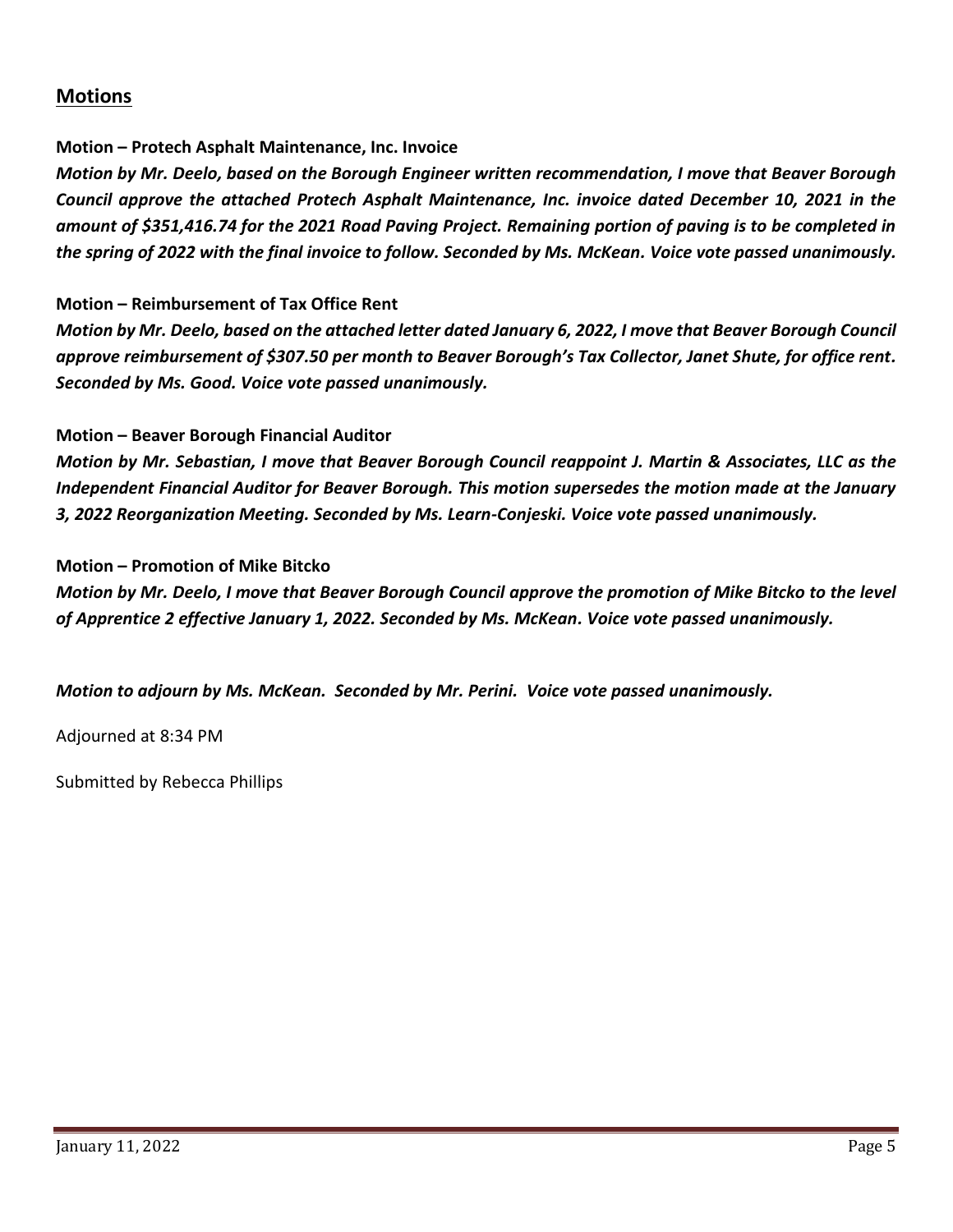## Motions

**Motion – Protech Asphalt Maintenance, Inc. Invoice**

***Motion by Mr. Deelo, based on the Borough Engineer written recommendation, I move that Beaver Borough Council approve the attached Protech Asphalt Maintenance, Inc. invoice dated December 10, 2021 in the amount of $351,416.74 for the 2021 Road Paving Project. Remaining portion of paving is to be completed in the spring of 2022 with the final invoice to follow. Seconded by Ms. McKean. Voice vote passed unanimously.***

**Motion – Reimbursement of Tax Office Rent**

***Motion by Mr. Deelo, based on the attached letter dated January 6, 2022, I move that Beaver Borough Council approve reimbursement of $307.50 per month to Beaver Borough's Tax Collector, Janet Shute, for office rent. Seconded by Ms. Good. Voice vote passed unanimously.***

**Motion – Beaver Borough Financial Auditor**

***Motion by Mr. Sebastian, I move that Beaver Borough Council reappoint J. Martin & Associates, LLC as the Independent Financial Auditor for Beaver Borough. This motion supersedes the motion made at the January 3, 2022 Reorganization Meeting. Seconded by Ms. Learn-Conjeski. Voice vote passed unanimously.***

**Motion – Promotion of Mike Bitcko**

***Motion by Mr. Deelo, I move that Beaver Borough Council approve the promotion of Mike Bitcko to the level of Apprentice 2 effective January 1, 2022. Seconded by Ms. McKean. Voice vote passed unanimously.***

***Motion to adjourn by Ms. McKean. Seconded by Mr. Perini. Voice vote passed unanimously.***

Adjourned at 8:34 PM

Submitted by Rebecca Phillips